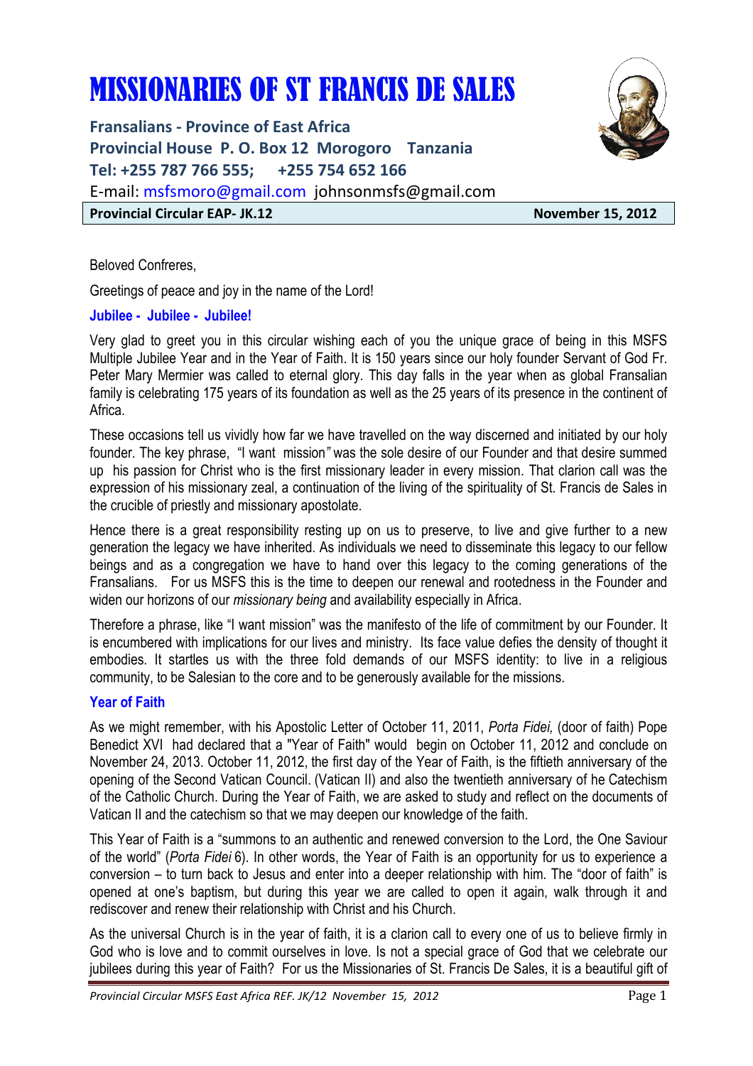# MISSIONARIES OF ST FRANCIS DE SALES

**Fransalians - Province of East Africa**
**Provincial House P. O. Box 12 Morogoro Tanzania**
**Tel: +255 787 766 555; +255 754 652 166**
E-mail: msfsmoro@gmail.com johnsonmsfs@gmail.com

**Provincial Circular EAP- JK.12** **November 15, 2012**

Beloved Confreres,

Greetings of peace and joy in the name of the Lord!

### Jubilee - Jubilee - Jubilee!

Very glad to greet you in this circular wishing each of you the unique grace of being in this MSFS Multiple Jubilee Year and in the Year of Faith. It is 150 years since our holy founder Servant of God Fr. Peter Mary Mermier was called to eternal glory. This day falls in the year when as global Fransalian family is celebrating 175 years of its foundation as well as the 25 years of its presence in the continent of Africa.

These occasions tell us vividly how far we have travelled on the way discerned and initiated by our holy founder. The key phrase, "I want mission" was the sole desire of our Founder and that desire summed up his passion for Christ who is the first missionary leader in every mission. That clarion call was the expression of his missionary zeal, a continuation of the living of the spirituality of St. Francis de Sales in the crucible of priestly and missionary apostolate.

Hence there is a great responsibility resting up on us to preserve, to live and give further to a new generation the legacy we have inherited. As individuals we need to disseminate this legacy to our fellow beings and as a congregation we have to hand over this legacy to the coming generations of the Fransalians. For us MSFS this is the time to deepen our renewal and rootedness in the Founder and widen our horizons of our *missionary being* and availability especially in Africa.

Therefore a phrase, like "I want mission" was the manifesto of the life of commitment by our Founder. It is encumbered with implications for our lives and ministry. Its face value defies the density of thought it embodies. It startles us with the three fold demands of our MSFS identity: to live in a religious community, to be Salesian to the core and to be generously available for the missions.

### Year of Faith

As we might remember, with his Apostolic Letter of October 11, 2011, *Porta Fidei,* (door of faith) Pope Benedict XVI had declared that a "Year of Faith" would begin on October 11, 2012 and conclude on November 24, 2013. October 11, 2012, the first day of the Year of Faith, is the fiftieth anniversary of the opening of the Second Vatican Council. (Vatican II) and also the twentieth anniversary of he Catechism of the Catholic Church. During the Year of Faith, we are asked to study and reflect on the documents of Vatican II and the catechism so that we may deepen our knowledge of the faith.

This Year of Faith is a "summons to an authentic and renewed conversion to the Lord, the One Saviour of the world" (*Porta Fidei* 6). In other words, the Year of Faith is an opportunity for us to experience a conversion – to turn back to Jesus and enter into a deeper relationship with him. The "door of faith" is opened at one's baptism, but during this year we are called to open it again, walk through it and rediscover and renew their relationship with Christ and his Church.

As the universal Church is in the year of faith, it is a clarion call to every one of us to believe firmly in God who is love and to commit ourselves in love. Is not a special grace of God that we celebrate our jubilees during this year of Faith? For us the Missionaries of St. Francis De Sales, it is a beautiful gift of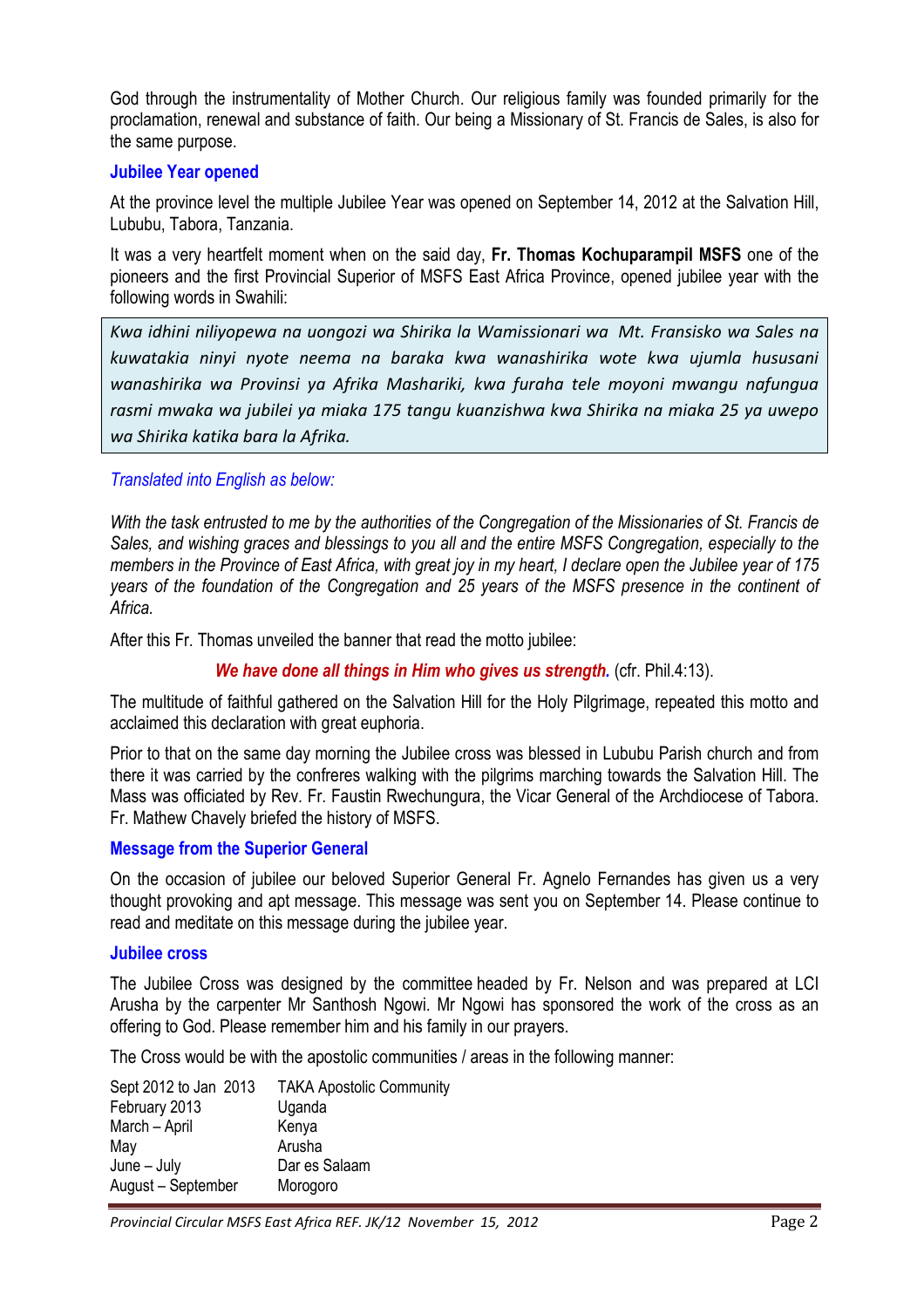God through the instrumentality of Mother Church. Our religious family was founded primarily for the proclamation, renewal and substance of faith. Our being a Missionary of St. Francis de Sales, is also for the same purpose.

### Jubilee Year opened

At the province level the multiple Jubilee Year was opened on September 14, 2012 at the Salvation Hill, Lububu, Tabora, Tanzania.

It was a very heartfelt moment when on the said day, **Fr. Thomas Kochuparampil MSFS** one of the pioneers and the first Provincial Superior of MSFS East Africa Province, opened jubilee year with the following words in Swahili:

> *Kwa idhini niliyopewa na uongozi wa Shirika la Wamissionari wa Mt. Fransisko wa Sales na kuwatakia ninyi nyote neema na baraka kwa wanashirika wote kwa ujumla hususani wanashirika wa Provinsi ya Afrika Mashariki, kwa furaha tele moyoni mwangu nafungua rasmi mwaka wa jubilei ya miaka 175 tangu kuanzishwa kwa Shirika na miaka 25 ya uwepo wa Shirika katika bara la Afrika.*

*Translated into English as below:*

*With the task entrusted to me by the authorities of the Congregation of the Missionaries of St. Francis de Sales, and wishing graces and blessings to you all and the entire MSFS Congregation, especially to the members in the Province of East Africa, with great joy in my heart, I declare open the Jubilee year of 175 years of the foundation of the Congregation and 25 years of the MSFS presence in the continent of Africa.*

After this Fr. Thomas unveiled the banner that read the motto jubilee:

***We have done all things in Him who gives us strength.*** (cfr. Phil.4:13).

The multitude of faithful gathered on the Salvation Hill for the Holy Pilgrimage, repeated this motto and acclaimed this declaration with great euphoria.

Prior to that on the same day morning the Jubilee cross was blessed in Lububu Parish church and from there it was carried by the confreres walking with the pilgrims marching towards the Salvation Hill. The Mass was officiated by Rev. Fr. Faustin Rwechungura, the Vicar General of the Archdiocese of Tabora. Fr. Mathew Chavely briefed the history of MSFS.

### Message from the Superior General

On the occasion of jubilee our beloved Superior General Fr. Agnelo Fernandes has given us a very thought provoking and apt message. This message was sent you on September 14. Please continue to read and meditate on this message during the jubilee year.

### Jubilee cross

The Jubilee Cross was designed by the committee headed by Fr. Nelson and was prepared at LCI Arusha by the carpenter Mr Santhosh Ngowi. Mr Ngowi has sponsored the work of the cross as an offering to God. Please remember him and his family in our prayers.

The Cross would be with the apostolic communities / areas in the following manner:

| | |
|---|---|
| Sept 2012 to Jan 2013 | TAKA Apostolic Community |
| February 2013 | Uganda |
| March – April | Kenya |
| May | Arusha |
| June – July | Dar es Salaam |
| August – September | Morogoro |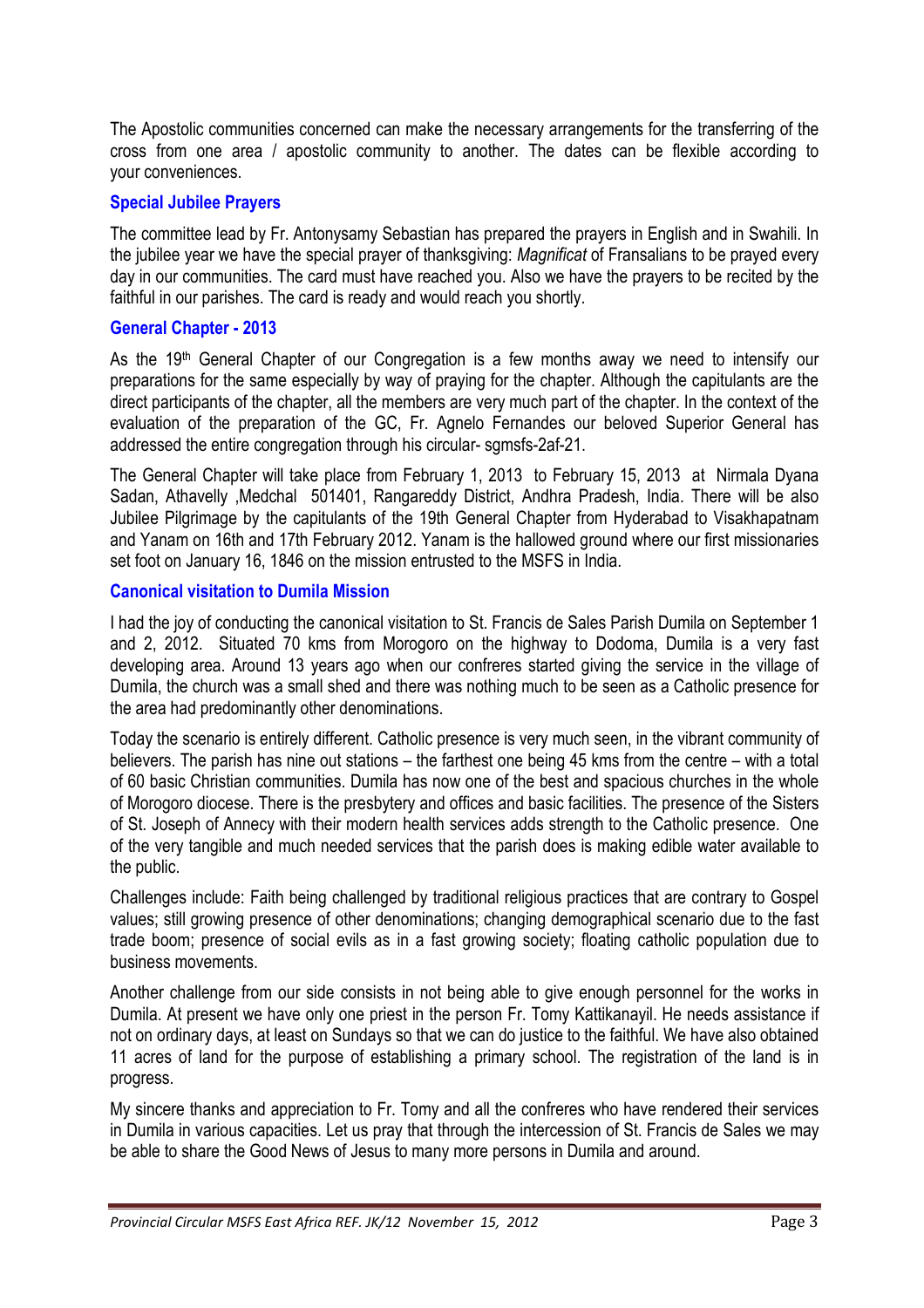The Apostolic communities concerned can make the necessary arrangements for the transferring of the cross from one area / apostolic community to another. The dates can be flexible according to your conveniences.

### Special Jubilee Prayers

The committee lead by Fr. Antonysamy Sebastian has prepared the prayers in English and in Swahili. In the jubilee year we have the special prayer of thanksgiving: *Magnificat* of Fransalians to be prayed every day in our communities. The card must have reached you. Also we have the prayers to be recited by the faithful in our parishes. The card is ready and would reach you shortly.

### General Chapter - 2013

As the 19th General Chapter of our Congregation is a few months away we need to intensify our preparations for the same especially by way of praying for the chapter. Although the capitulants are the direct participants of the chapter, all the members are very much part of the chapter. In the context of the evaluation of the preparation of the GC, Fr. Agnelo Fernandes our beloved Superior General has addressed the entire congregation through his circular- sgmsfs-2af-21.

The General Chapter will take place from February 1, 2013 to February 15, 2013 at Nirmala Dyana Sadan, Athavelly ,Medchal 501401, Rangareddy District, Andhra Pradesh, India. There will be also Jubilee Pilgrimage by the capitulants of the 19th General Chapter from Hyderabad to Visakhapatnam and Yanam on 16th and 17th February 2012. Yanam is the hallowed ground where our first missionaries set foot on January 16, 1846 on the mission entrusted to the MSFS in India.

### Canonical visitation to Dumila Mission

I had the joy of conducting the canonical visitation to St. Francis de Sales Parish Dumila on September 1 and 2, 2012. Situated 70 kms from Morogoro on the highway to Dodoma, Dumila is a very fast developing area. Around 13 years ago when our confreres started giving the service in the village of Dumila, the church was a small shed and there was nothing much to be seen as a Catholic presence for the area had predominantly other denominations.

Today the scenario is entirely different. Catholic presence is very much seen, in the vibrant community of believers. The parish has nine out stations – the farthest one being 45 kms from the centre – with a total of 60 basic Christian communities. Dumila has now one of the best and spacious churches in the whole of Morogoro diocese. There is the presbytery and offices and basic facilities. The presence of the Sisters of St. Joseph of Annecy with their modern health services adds strength to the Catholic presence. One of the very tangible and much needed services that the parish does is making edible water available to the public.

Challenges include: Faith being challenged by traditional religious practices that are contrary to Gospel values; still growing presence of other denominations; changing demographical scenario due to the fast trade boom; presence of social evils as in a fast growing society; floating catholic population due to business movements.

Another challenge from our side consists in not being able to give enough personnel for the works in Dumila. At present we have only one priest in the person Fr. Tomy Kattikanayil. He needs assistance if not on ordinary days, at least on Sundays so that we can do justice to the faithful. We have also obtained 11 acres of land for the purpose of establishing a primary school. The registration of the land is in progress.

My sincere thanks and appreciation to Fr. Tomy and all the confreres who have rendered their services in Dumila in various capacities. Let us pray that through the intercession of St. Francis de Sales we may be able to share the Good News of Jesus to many more persons in Dumila and around.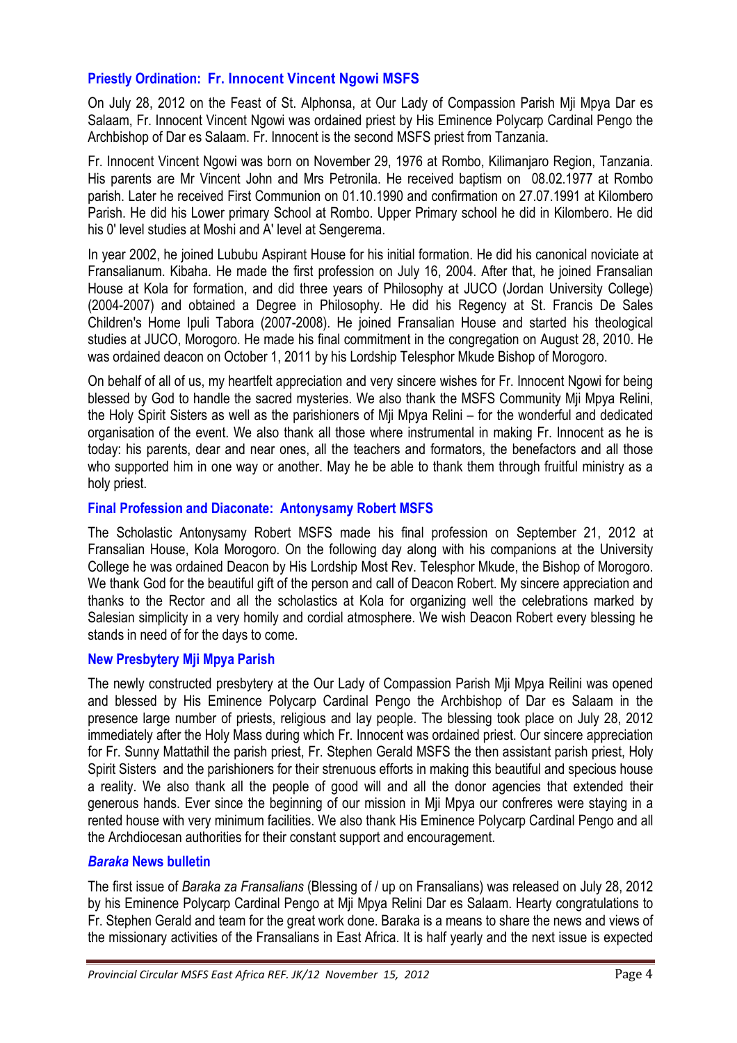### Priestly Ordination: Fr. Innocent Vincent Ngowi MSFS

On July 28, 2012 on the Feast of St. Alphonsa, at Our Lady of Compassion Parish Mji Mpya Dar es Salaam, Fr. Innocent Vincent Ngowi was ordained priest by His Eminence Polycarp Cardinal Pengo the Archbishop of Dar es Salaam. Fr. Innocent is the second MSFS priest from Tanzania.

Fr. Innocent Vincent Ngowi was born on November 29, 1976 at Rombo, Kilimanjaro Region, Tanzania. His parents are Mr Vincent John and Mrs Petronila. He received baptism on 08.02.1977 at Rombo parish. Later he received First Communion on 01.10.1990 and confirmation on 27.07.1991 at Kilombero Parish. He did his Lower primary School at Rombo. Upper Primary school he did in Kilombero. He did his 0' level studies at Moshi and A' level at Sengerema.

In year 2002, he joined Lububu Aspirant House for his initial formation. He did his canonical noviciate at Fransalianum. Kibaha. He made the first profession on July 16, 2004. After that, he joined Fransalian House at Kola for formation, and did three years of Philosophy at JUCO (Jordan University College) (2004-2007) and obtained a Degree in Philosophy. He did his Regency at St. Francis De Sales Children's Home Ipuli Tabora (2007-2008). He joined Fransalian House and started his theological studies at JUCO, Morogoro. He made his final commitment in the congregation on August 28, 2010. He was ordained deacon on October 1, 2011 by his Lordship Telesphor Mkude Bishop of Morogoro.

On behalf of all of us, my heartfelt appreciation and very sincere wishes for Fr. Innocent Ngowi for being blessed by God to handle the sacred mysteries. We also thank the MSFS Community Mji Mpya Relini, the Holy Spirit Sisters as well as the parishioners of Mji Mpya Relini – for the wonderful and dedicated organisation of the event. We also thank all those where instrumental in making Fr. Innocent as he is today: his parents, dear and near ones, all the teachers and formators, the benefactors and all those who supported him in one way or another. May he be able to thank them through fruitful ministry as a holy priest.

### Final Profession and Diaconate: Antonysamy Robert MSFS

The Scholastic Antonysamy Robert MSFS made his final profession on September 21, 2012 at Fransalian House, Kola Morogoro. On the following day along with his companions at the University College he was ordained Deacon by His Lordship Most Rev. Telesphor Mkude, the Bishop of Morogoro. We thank God for the beautiful gift of the person and call of Deacon Robert. My sincere appreciation and thanks to the Rector and all the scholastics at Kola for organizing well the celebrations marked by Salesian simplicity in a very homily and cordial atmosphere. We wish Deacon Robert every blessing he stands in need of for the days to come.

### New Presbytery Mji Mpya Parish

The newly constructed presbytery at the Our Lady of Compassion Parish Mji Mpya Reilini was opened and blessed by His Eminence Polycarp Cardinal Pengo the Archbishop of Dar es Salaam in the presence large number of priests, religious and lay people. The blessing took place on July 28, 2012 immediately after the Holy Mass during which Fr. Innocent was ordained priest. Our sincere appreciation for Fr. Sunny Mattathil the parish priest, Fr. Stephen Gerald MSFS the then assistant parish priest, Holy Spirit Sisters and the parishioners for their strenuous efforts in making this beautiful and specious house a reality. We also thank all the people of good will and all the donor agencies that extended their generous hands. Ever since the beginning of our mission in Mji Mpya our confreres were staying in a rented house with very minimum facilities. We also thank His Eminence Polycarp Cardinal Pengo and all the Archdiocesan authorities for their constant support and encouragement.

### *Baraka* News bulletin

The first issue of *Baraka za Fransalians* (Blessing of / up on Fransalians) was released on July 28, 2012 by his Eminence Polycarp Cardinal Pengo at Mji Mpya Relini Dar es Salaam. Hearty congratulations to Fr. Stephen Gerald and team for the great work done. Baraka is a means to share the news and views of the missionary activities of the Fransalians in East Africa. It is half yearly and the next issue is expected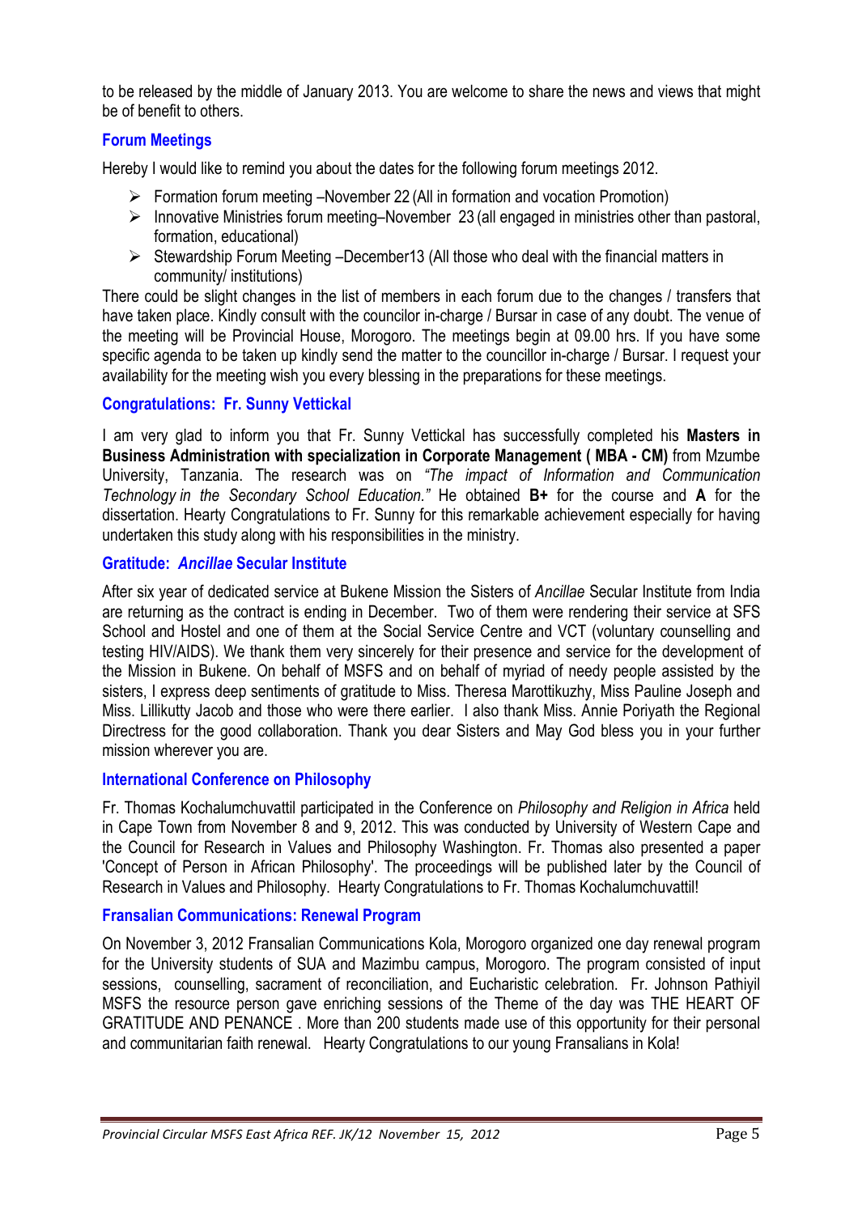to be released by the middle of January 2013. You are welcome to share the news and views that might be of benefit to others.

## Forum Meetings

Hereby I would like to remind you about the dates for the following forum meetings 2012.

- Formation forum meeting –November 22 (All in formation and vocation Promotion)
- Innovative Ministries forum meeting–November 23 (all engaged in ministries other than pastoral, formation, educational)
- Stewardship Forum Meeting –December13 (All those who deal with the financial matters in community/ institutions)

There could be slight changes in the list of members in each forum due to the changes / transfers that have taken place. Kindly consult with the councilor in-charge / Bursar in case of any doubt. The venue of the meeting will be Provincial House, Morogoro. The meetings begin at 09.00 hrs. If you have some specific agenda to be taken up kindly send the matter to the councillor in-charge / Bursar. I request your availability for the meeting wish you every blessing in the preparations for these meetings.

## Congratulations: Fr. Sunny Vettickal

I am very glad to inform you that Fr. Sunny Vettickal has successfully completed his **Masters in Business Administration with specialization in Corporate Management ( MBA - CM)** from Mzumbe University, Tanzania. The research was on *"The impact of Information and Communication Technology in the Secondary School Education."* He obtained **B+** for the course and **A** for the dissertation. Hearty Congratulations to Fr. Sunny for this remarkable achievement especially for having undertaken this study along with his responsibilities in the ministry.

## Gratitude: *Ancillae* Secular Institute

After six year of dedicated service at Bukene Mission the Sisters of *Ancillae* Secular Institute from India are returning as the contract is ending in December. Two of them were rendering their service at SFS School and Hostel and one of them at the Social Service Centre and VCT (voluntary counselling and testing HIV/AIDS). We thank them very sincerely for their presence and service for the development of the Mission in Bukene. On behalf of MSFS and on behalf of myriad of needy people assisted by the sisters, I express deep sentiments of gratitude to Miss. Theresa Marottikuzhy, Miss Pauline Joseph and Miss. Lillikutty Jacob and those who were there earlier. I also thank Miss. Annie Poriyath the Regional Directress for the good collaboration. Thank you dear Sisters and May God bless you in your further mission wherever you are.

## International Conference on Philosophy

Fr. Thomas Kochalumchuvattil participated in the Conference on *Philosophy and Religion in Africa* held in Cape Town from November 8 and 9, 2012. This was conducted by University of Western Cape and the Council for Research in Values and Philosophy Washington. Fr. Thomas also presented a paper 'Concept of Person in African Philosophy'. The proceedings will be published later by the Council of Research in Values and Philosophy. Hearty Congratulations to Fr. Thomas Kochalumchuvattil!

## Fransalian Communications: Renewal Program

On November 3, 2012 Fransalian Communications Kola, Morogoro organized one day renewal program for the University students of SUA and Mazimbu campus, Morogoro. The program consisted of input sessions, counselling, sacrament of reconciliation, and Eucharistic celebration. Fr. Johnson Pathiyil MSFS the resource person gave enriching sessions of the Theme of the day was THE HEART OF GRATITUDE AND PENANCE . More than 200 students made use of this opportunity for their personal and communitarian faith renewal. Hearty Congratulations to our young Fransalians in Kola!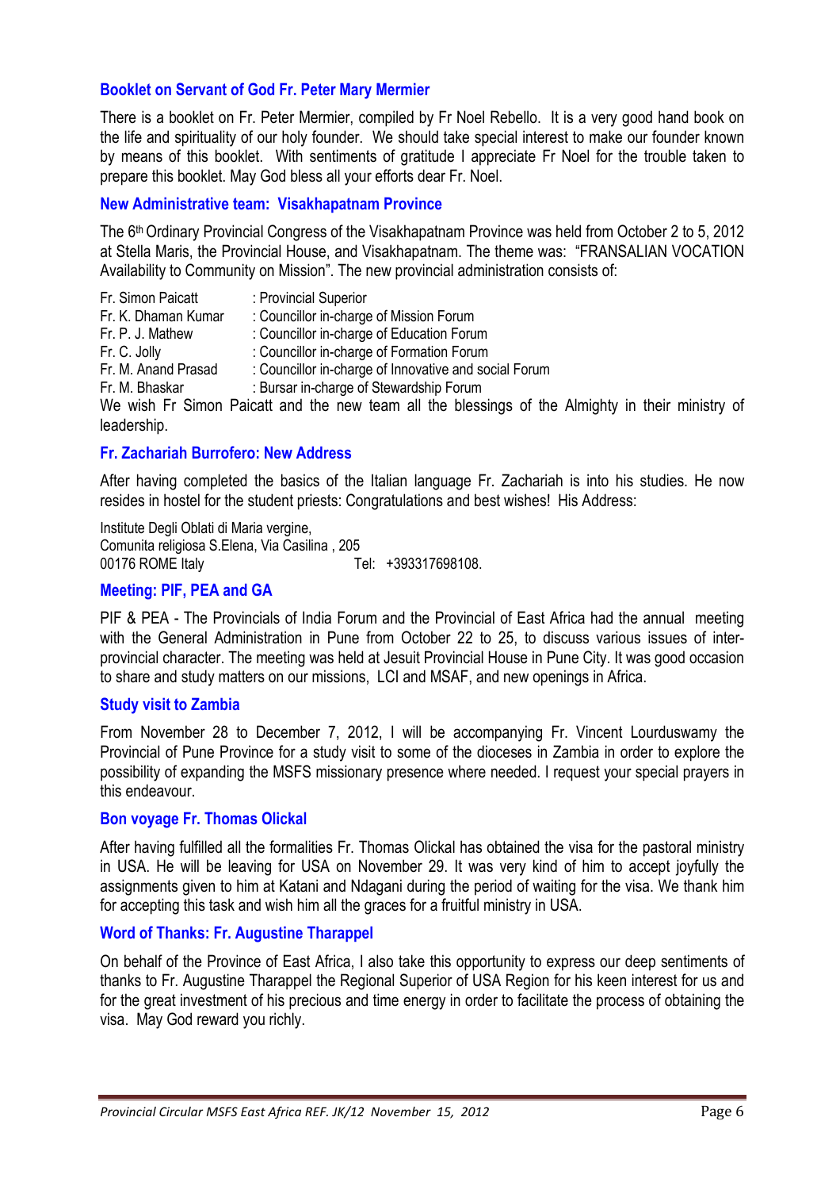### Booklet on Servant of God Fr. Peter Mary Mermier

There is a booklet on Fr. Peter Mermier, compiled by Fr Noel Rebello. It is a very good hand book on the life and spirituality of our holy founder. We should take special interest to make our founder known by means of this booklet. With sentiments of gratitude I appreciate Fr Noel for the trouble taken to prepare this booklet. May God bless all your efforts dear Fr. Noel.

### New Administrative team: Visakhapatnam Province

The 6th Ordinary Provincial Congress of the Visakhapatnam Province was held from October 2 to 5, 2012 at Stella Maris, the Provincial House, and Visakhapatnam. The theme was: "FRANSALIAN VOCATION Availability to Community on Mission". The new provincial administration consists of:

| | |
|---|---|
| Fr. Simon Paicatt | : Provincial Superior |
| Fr. K. Dhaman Kumar | : Councillor in-charge of Mission Forum |
| Fr. P. J. Mathew | : Councillor in-charge of Education Forum |
| Fr. C. Jolly | : Councillor in-charge of Formation Forum |
| Fr. M. Anand Prasad | : Councillor in-charge of Innovative and social Forum |
| Fr. M. Bhaskar | : Bursar in-charge of Stewardship Forum |

We wish Fr Simon Paicatt and the new team all the blessings of the Almighty in their ministry of leadership.

### Fr. Zachariah Burrofero: New Address

After having completed the basics of the Italian language Fr. Zachariah is into his studies. He now resides in hostel for the student priests: Congratulations and best wishes! His Address:

Institute Degli Oblati di Maria vergine,
Comunita religiosa S.Elena, Via Casilina , 205
00176 ROME Italy Tel: +393317698108.

### Meeting: PIF, PEA and GA

PIF & PEA - The Provincials of India Forum and the Provincial of East Africa had the annual meeting with the General Administration in Pune from October 22 to 25, to discuss various issues of inter-provincial character. The meeting was held at Jesuit Provincial House in Pune City. It was good occasion to share and study matters on our missions, LCI and MSAF, and new openings in Africa.

### Study visit to Zambia

From November 28 to December 7, 2012, I will be accompanying Fr. Vincent Lourduswamy the Provincial of Pune Province for a study visit to some of the dioceses in Zambia in order to explore the possibility of expanding the MSFS missionary presence where needed. I request your special prayers in this endeavour.

### Bon voyage Fr. Thomas Olickal

After having fulfilled all the formalities Fr. Thomas Olickal has obtained the visa for the pastoral ministry in USA. He will be leaving for USA on November 29. It was very kind of him to accept joyfully the assignments given to him at Katani and Ndagani during the period of waiting for the visa. We thank him for accepting this task and wish him all the graces for a fruitful ministry in USA.

### Word of Thanks: Fr. Augustine Tharappel

On behalf of the Province of East Africa, I also take this opportunity to express our deep sentiments of thanks to Fr. Augustine Tharappel the Regional Superior of USA Region for his keen interest for us and for the great investment of his precious and time energy in order to facilitate the process of obtaining the visa. May God reward you richly.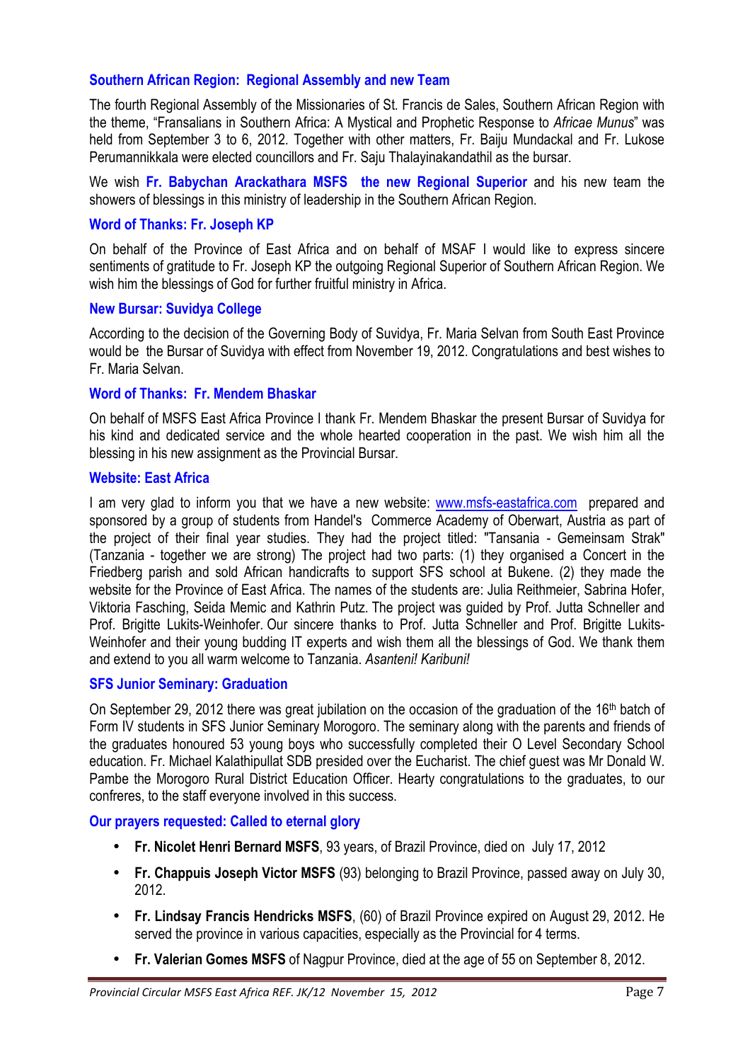### Southern African Region: Regional Assembly and new Team

The fourth Regional Assembly of the Missionaries of St. Francis de Sales, Southern African Region with the theme, "Fransalians in Southern Africa: A Mystical and Prophetic Response to *Africae Munus*" was held from September 3 to 6, 2012. Together with other matters, Fr. Baiju Mundackal and Fr. Lukose Perumannikkala were elected councillors and Fr. Saju Thalayinakandathil as the bursar.

We wish **Fr. Babychan Arackathara MSFS the new Regional Superior** and his new team the showers of blessings in this ministry of leadership in the Southern African Region.

### Word of Thanks: Fr. Joseph KP

On behalf of the Province of East Africa and on behalf of MSAF I would like to express sincere sentiments of gratitude to Fr. Joseph KP the outgoing Regional Superior of Southern African Region. We wish him the blessings of God for further fruitful ministry in Africa.

### New Bursar: Suvidya College

According to the decision of the Governing Body of Suvidya, Fr. Maria Selvan from South East Province would be the Bursar of Suvidya with effect from November 19, 2012. Congratulations and best wishes to Fr. Maria Selvan.

### Word of Thanks: Fr. Mendem Bhaskar

On behalf of MSFS East Africa Province I thank Fr. Mendem Bhaskar the present Bursar of Suvidya for his kind and dedicated service and the whole hearted cooperation in the past. We wish him all the blessing in his new assignment as the Provincial Bursar.

### Website: East Africa

I am very glad to inform you that we have a new website: www.msfs-eastafrica.com prepared and sponsored by a group of students from Handel's Commerce Academy of Oberwart, Austria as part of the project of their final year studies. They had the project titled: "Tansania - Gemeinsam Strak" (Tanzania - together we are strong) The project had two parts: (1) they organised a Concert in the Friedberg parish and sold African handicrafts to support SFS school at Bukene. (2) they made the website for the Province of East Africa. The names of the students are: Julia Reithmeier, Sabrina Hofer, Viktoria Fasching, Seida Memic and Kathrin Putz. The project was guided by Prof. Jutta Schneller and Prof. Brigitte Lukits-Weinhofer. Our sincere thanks to Prof. Jutta Schneller and Prof. Brigitte Lukits-Weinhofer and their young budding IT experts and wish them all the blessings of God. We thank them and extend to you all warm welcome to Tanzania. *Asanteni! Karibuni!*

### SFS Junior Seminary: Graduation

On September 29, 2012 there was great jubilation on the occasion of the graduation of the 16th batch of Form IV students in SFS Junior Seminary Morogoro. The seminary along with the parents and friends of the graduates honoured 53 young boys who successfully completed their O Level Secondary School education. Fr. Michael Kalathipullat SDB presided over the Eucharist. The chief guest was Mr Donald W. Pambe the Morogoro Rural District Education Officer. Hearty congratulations to the graduates, to our confreres, to the staff everyone involved in this success.

### Our prayers requested: Called to eternal glory

- **Fr. Nicolet Henri Bernard MSFS**, 93 years, of Brazil Province, died on July 17, 2012
- **Fr. Chappuis Joseph Victor MSFS** (93) belonging to Brazil Province, passed away on July 30, 2012.
- **Fr. Lindsay Francis Hendricks MSFS**, (60) of Brazil Province expired on August 29, 2012. He served the province in various capacities, especially as the Provincial for 4 terms.
- **Fr. Valerian Gomes MSFS** of Nagpur Province, died at the age of 55 on September 8, 2012.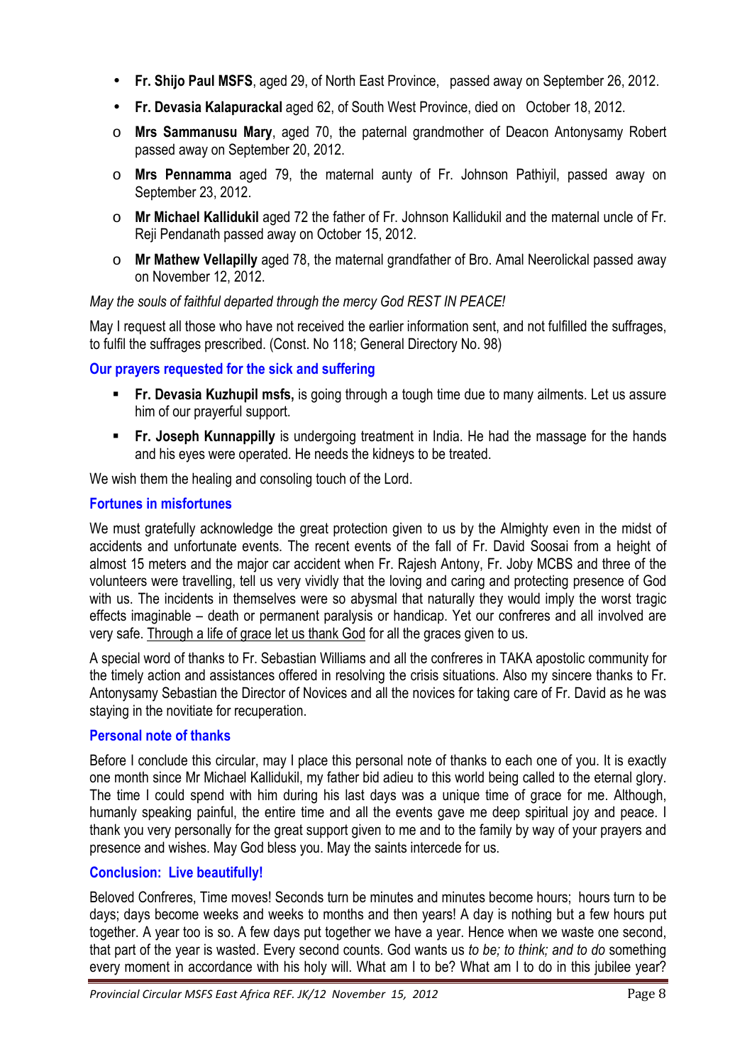- **Fr. Shijo Paul MSFS**, aged 29, of North East Province, passed away on September 26, 2012.
- **Fr. Devasia Kalapurackal** aged 62, of South West Province, died on October 18, 2012.
  - **Mrs Sammanusu Mary**, aged 70, the paternal grandmother of Deacon Antonysamy Robert passed away on September 20, 2012.
  - **Mrs Pennamma** aged 79, the maternal aunty of Fr. Johnson Pathiyil, passed away on September 23, 2012.
  - **Mr Michael Kallidukil** aged 72 the father of Fr. Johnson Kallidukil and the maternal uncle of Fr. Reji Pendanath passed away on October 15, 2012.
  - **Mr Mathew Vellapilly** aged 78, the maternal grandfather of Bro. Amal Neerolickal passed away on November 12, 2012.

*May the souls of faithful departed through the mercy God REST IN PEACE!*

May I request all those who have not received the earlier information sent, and not fulfilled the suffrages, to fulfil the suffrages prescribed. (Const. No 118; General Directory No. 98)

### Our prayers requested for the sick and suffering

- **Fr. Devasia Kuzhupil msfs,** is going through a tough time due to many ailments. Let us assure him of our prayerful support.
- **Fr. Joseph Kunnappilly** is undergoing treatment in India. He had the massage for the hands and his eyes were operated. He needs the kidneys to be treated.

We wish them the healing and consoling touch of the Lord.

### Fortunes in misfortunes

We must gratefully acknowledge the great protection given to us by the Almighty even in the midst of accidents and unfortunate events. The recent events of the fall of Fr. David Soosai from a height of almost 15 meters and the major car accident when Fr. Rajesh Antony, Fr. Joby MCBS and three of the volunteers were travelling, tell us very vividly that the loving and caring and protecting presence of God with us. The incidents in themselves were so abysmal that naturally they would imply the worst tragic effects imaginable – death or permanent paralysis or handicap. Yet our confreres and all involved are very safe. <u>Through a life of grace let us thank God</u> for all the graces given to us.

A special word of thanks to Fr. Sebastian Williams and all the confreres in TAKA apostolic community for the timely action and assistances offered in resolving the crisis situations. Also my sincere thanks to Fr. Antonysamy Sebastian the Director of Novices and all the novices for taking care of Fr. David as he was staying in the novitiate for recuperation.

### Personal note of thanks

Before I conclude this circular, may I place this personal note of thanks to each one of you. It is exactly one month since Mr Michael Kallidukil, my father bid adieu to this world being called to the eternal glory. The time I could spend with him during his last days was a unique time of grace for me. Although, humanly speaking painful, the entire time and all the events gave me deep spiritual joy and peace. I thank you very personally for the great support given to me and to the family by way of your prayers and presence and wishes. May God bless you. May the saints intercede for us.

### Conclusion: Live beautifully!

Beloved Confreres, Time moves! Seconds turn be minutes and minutes become hours; hours turn to be days; days become weeks and weeks to months and then years! A day is nothing but a few hours put together. A year too is so. A few days put together we have a year. Hence when we waste one second, that part of the year is wasted. Every second counts. God wants us *to be; to think; and to do* something every moment in accordance with his holy will. What am I to be? What am I to do in this jubilee year?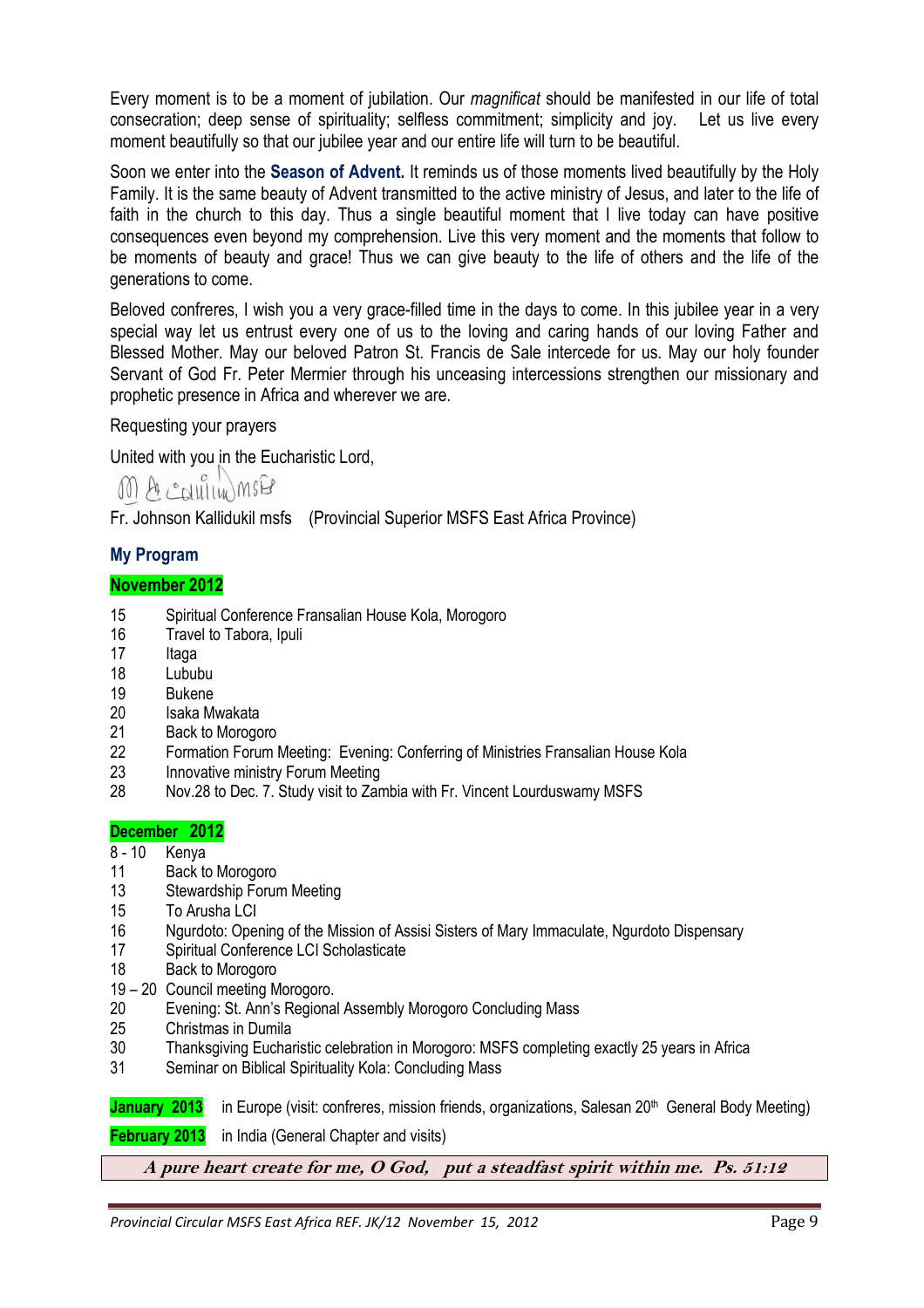Every moment is to be a moment of jubilation. Our *magnificat* should be manifested in our life of total consecration; deep sense of spirituality; selfless commitment; simplicity and joy. Let us live every moment beautifully so that our jubilee year and our entire life will turn to be beautiful.

Soon we enter into the **Season of Advent.** It reminds us of those moments lived beautifully by the Holy Family. It is the same beauty of Advent transmitted to the active ministry of Jesus, and later to the life of faith in the church to this day. Thus a single beautiful moment that I live today can have positive consequences even beyond my comprehension. Live this very moment and the moments that follow to be moments of beauty and grace! Thus we can give beauty to the life of others and the life of the generations to come.

Beloved confreres, I wish you a very grace-filled time in the days to come. In this jubilee year in a very special way let us entrust every one of us to the loving and caring hands of our loving Father and Blessed Mother. May our beloved Patron St. Francis de Sale intercede for us. May our holy founder Servant of God Fr. Peter Mermier through his unceasing intercessions strengthen our missionary and prophetic presence in Africa and wherever we are.

Requesting your prayers

United with you in the Eucharistic Lord,

Fr. Johnson Kallidukil msfs (Provincial Superior MSFS East Africa Province)

## My Program

**November 2012**

| | |
|---|---|
| 15 | Spiritual Conference Fransalian House Kola, Morogoro |
| 16 | Travel to Tabora, Ipuli |
| 17 | Itaga |
| 18 | Lububu |
| 19 | Bukene |
| 20 | Isaka Mwakata |
| 21 | Back to Morogoro |
| 22 | Formation Forum Meeting: Evening: Conferring of Ministries Fransalian House Kola |
| 23 | Innovative ministry Forum Meeting |
| 28 | Nov.28 to Dec. 7. Study visit to Zambia with Fr. Vincent Lourduswamy MSFS |

**December 2012**

| | |
|---|---|
| 8 - 10 | Kenya |
| 11 | Back to Morogoro |
| 13 | Stewardship Forum Meeting |
| 15 | To Arusha LCI |
| 16 | Ngurdoto: Opening of the Mission of Assisi Sisters of Mary Immaculate, Ngurdoto Dispensary |
| 17 | Spiritual Conference LCI Scholasticate |
| 18 | Back to Morogoro |
| 19 – 20 | Council meeting Morogoro. |
| 20 | Evening: St. Ann's Regional Assembly Morogoro Concluding Mass |
| 25 | Christmas in Dumila |
| 30 | Thanksgiving Eucharistic celebration in Morogoro: MSFS completing exactly 25 years in Africa |
| 31 | Seminar on Biblical Spirituality Kola: Concluding Mass |

**January 2013** in Europe (visit: confreres, mission friends, organizations, Salesan 20th General Body Meeting)

**February 2013** in India (General Chapter and visits)

***A pure heart create for me, O God, put a steadfast spirit within me. Ps. 51:12***